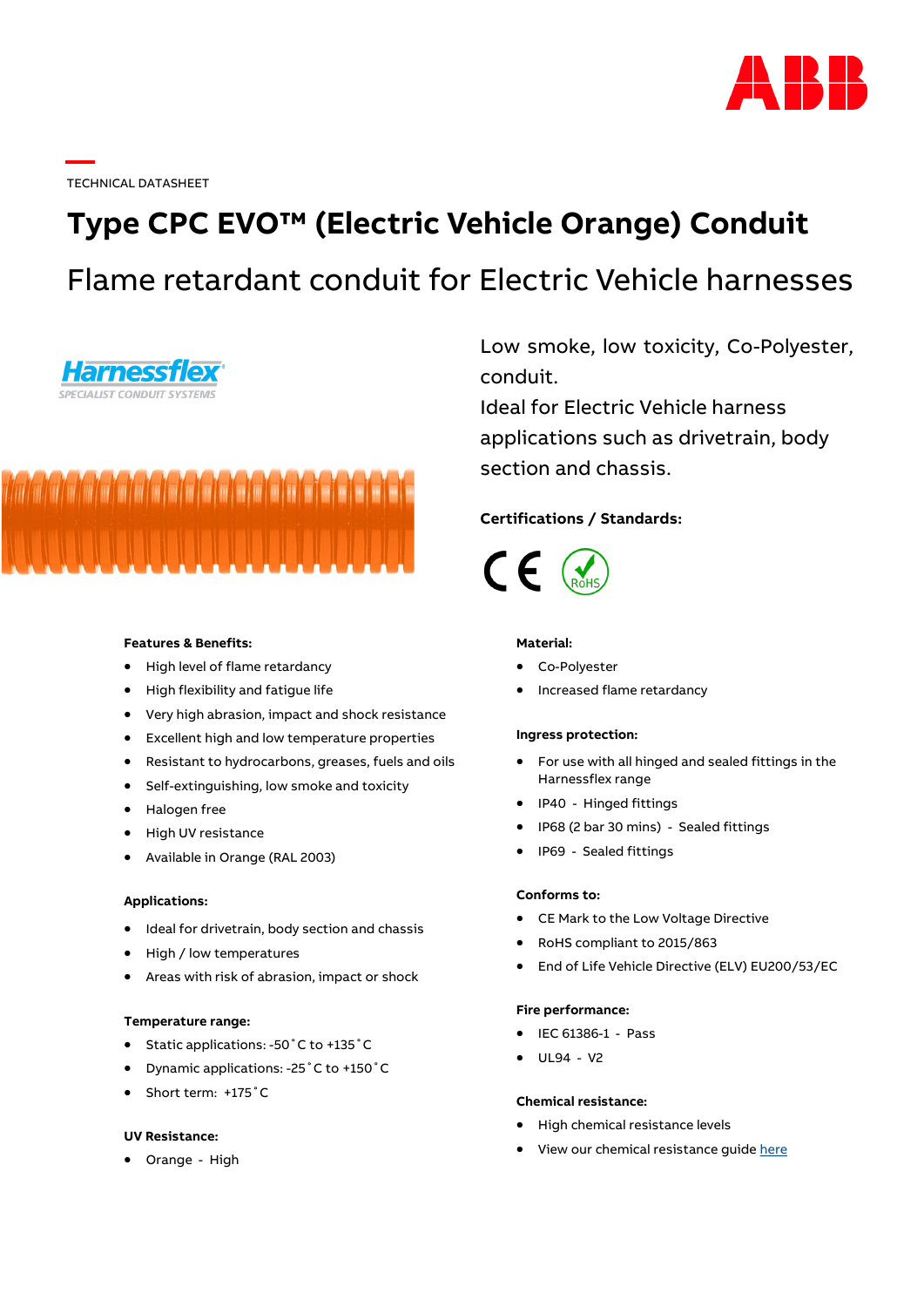TECHNICAL DATASHEET

# Type CPC EVO™ (Electric Vehicle Orange) Conduit

## Flame retardant conduit for Electric Vehicle harnesses

Low smoke, low toxicity, Co-Polyester, conduit.
Ideal for Electric Vehicle harness applications such as drivetrain, body section and chassis.

**Certifications / Standards:**

**Features & Benefits:**

- High level of flame retardancy
- High flexibility and fatigue life
- Very high abrasion, impact and shock resistance
- Excellent high and low temperature properties
- Resistant to hydrocarbons, greases, fuels and oils
- Self-extinguishing, low smoke and toxicity
- Halogen free
- High UV resistance
- Available in Orange (RAL 2003)

**Applications:**

- Ideal for drivetrain, body section and chassis
- High / low temperatures
- Areas with risk of abrasion, impact or shock

**Temperature range:**

- Static applications: -50˚C to +135˚C
- Dynamic applications: -25˚C to +150˚C
- Short term: +175˚C

**UV Resistance:**

- Orange - High

**Material:**

- Co-Polyester
- Increased flame retardancy

**Ingress protection:**

- For use with all hinged and sealed fittings in the Harnessflex range
- IP40 - Hinged fittings
- IP68 (2 bar 30 mins) - Sealed fittings
- IP69 - Sealed fittings

**Conforms to:**

- CE Mark to the Low Voltage Directive
- RoHS compliant to 2015/863
- End of Life Vehicle Directive (ELV) EU200/53/EC

**Fire performance:**

- IEC 61386-1 - Pass
- UL94 - V2

**Chemical resistance:**

- High chemical resistance levels
- View our chemical resistance guide here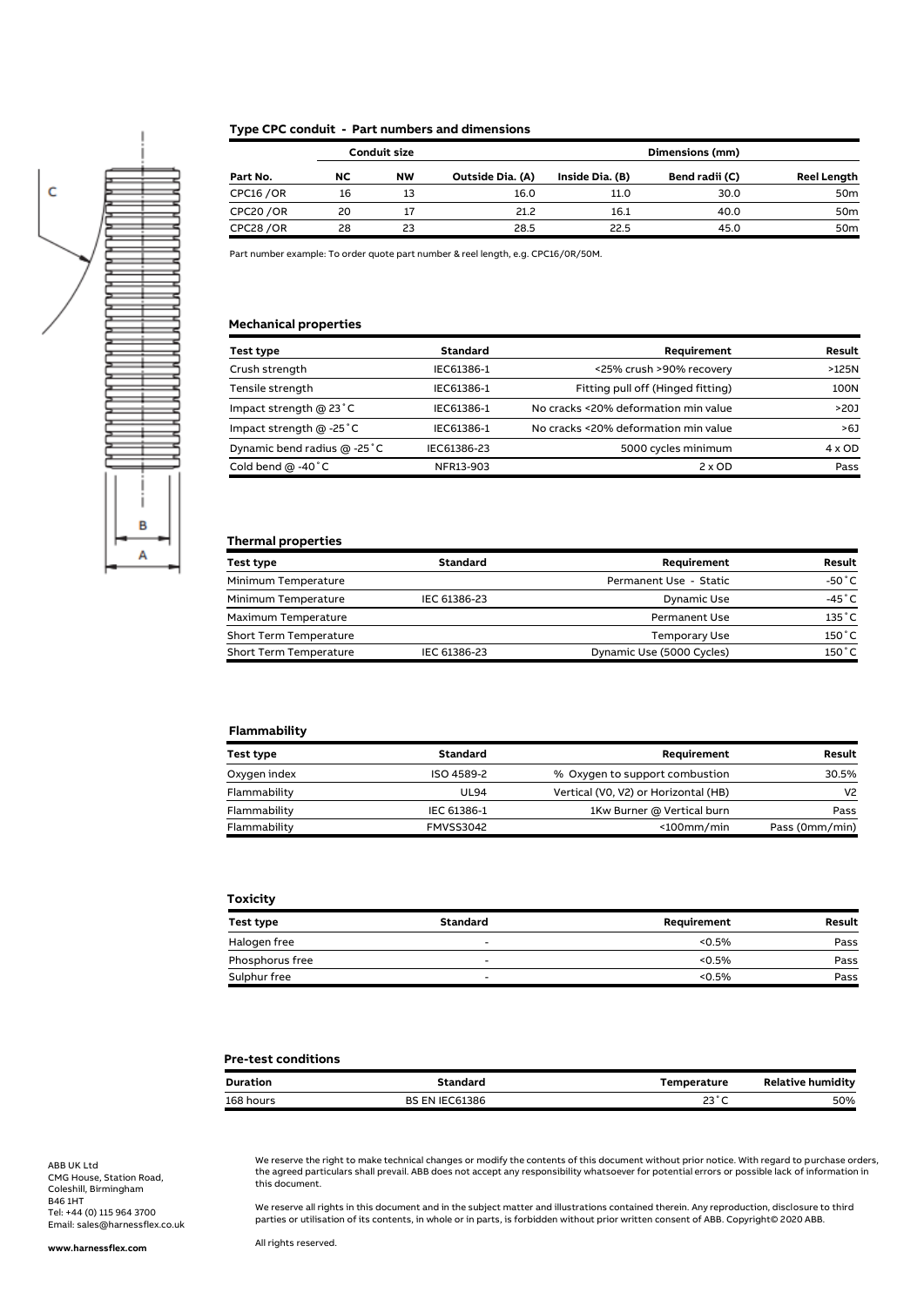C

B

A

### Type CPC conduit - Part numbers and dimensions

| | Conduit size | | Dimensions (mm) | | | |
|---|---|---|---|---|---|---|
| Part No. | NC | NW | Outside Dia. (A) | Inside Dia. (B) | Bend radii (C) | Reel Length |
| CPC16 /OR | 16 | 13 | 16.0 | 11.0 | 30.0 | 50m |
| CPC20 /OR | 20 | 17 | 21.2 | 16.1 | 40.0 | 50m |
| CPC28 /OR | 28 | 23 | 28.5 | 22.5 | 45.0 | 50m |

Part number example: To order quote part number & reel length, e.g. CPC16/0R/50M.

### Mechanical properties

| Test type | Standard | Requirement | Result |
|---|---|---|---|
| Crush strength | IEC61386-1 | <25% crush >90% recovery | >125N |
| Tensile strength | IEC61386-1 | Fitting pull off (Hinged fitting) | 100N |
| Impact strength @ 23˚C | IEC61386-1 | No cracks <20% deformation min value | >20J |
| Impact strength @ -25˚C | IEC61386-1 | No cracks <20% deformation min value | >6J |
| Dynamic bend radius @ -25˚C | IEC61386-23 | 5000 cycles minimum | 4 x OD |
| Cold bend @ -40˚C | NFR13-903 | 2 x OD | Pass |

### Thermal properties

| Test type | Standard | Requirement | Result |
|---|---|---|---|
| Minimum Temperature | | Permanent Use - Static | -50˚C |
| Minimum Temperature | IEC 61386-23 | Dynamic Use | -45˚C |
| Maximum Temperature | | Permanent Use | 135˚C |
| Short Term Temperature | | Temporary Use | 150˚C |
| Short Term Temperature | IEC 61386-23 | Dynamic Use (5000 Cycles) | 150˚C |

### Flammability

| Test type | Standard | Requirement | Result |
|---|---|---|---|
| Oxygen index | ISO 4589-2 | % Oxygen to support combustion | 30.5% |
| Flammability | UL94 | Vertical (V0, V2) or Horizontal (HB) | V2 |
| Flammability | IEC 61386-1 | 1Kw Burner @ Vertical burn | Pass |
| Flammability | FMVSS3042 | <100mm/min | Pass (0mm/min) |

### Toxicity

| Test type | Standard | Requirement | Result |
|---|---|---|---|
| Halogen free | - | <0.5% | Pass |
| Phosphorus free | - | <0.5% | Pass |
| Sulphur free | - | <0.5% | Pass |

### Pre-test conditions

| Duration | Standard | Temperature | Relative humidity |
|---|---|---|---|
| 168 hours | BS EN IEC61386 | 23˚C | 50% |

ABB UK Ltd
CMG House, Station Road,
Coleshill, Birmingham
B46 1HT
Tel: +44 (0) 115 964 3700
Email: sales@harnessflex.co.uk

**www.harnessflex.com**

We reserve the right to make technical changes or modify the contents of this document without prior notice. With regard to purchase orders, the agreed particulars shall prevail. ABB does not accept any responsibility whatsoever for potential errors or possible lack of information in this document.

We reserve all rights in this document and in the subject matter and illustrations contained therein. Any reproduction, disclosure to third parties or utilisation of its contents, in whole or in parts, is forbidden without prior written consent of ABB. Copyright© 2020 ABB.

All rights reserved.